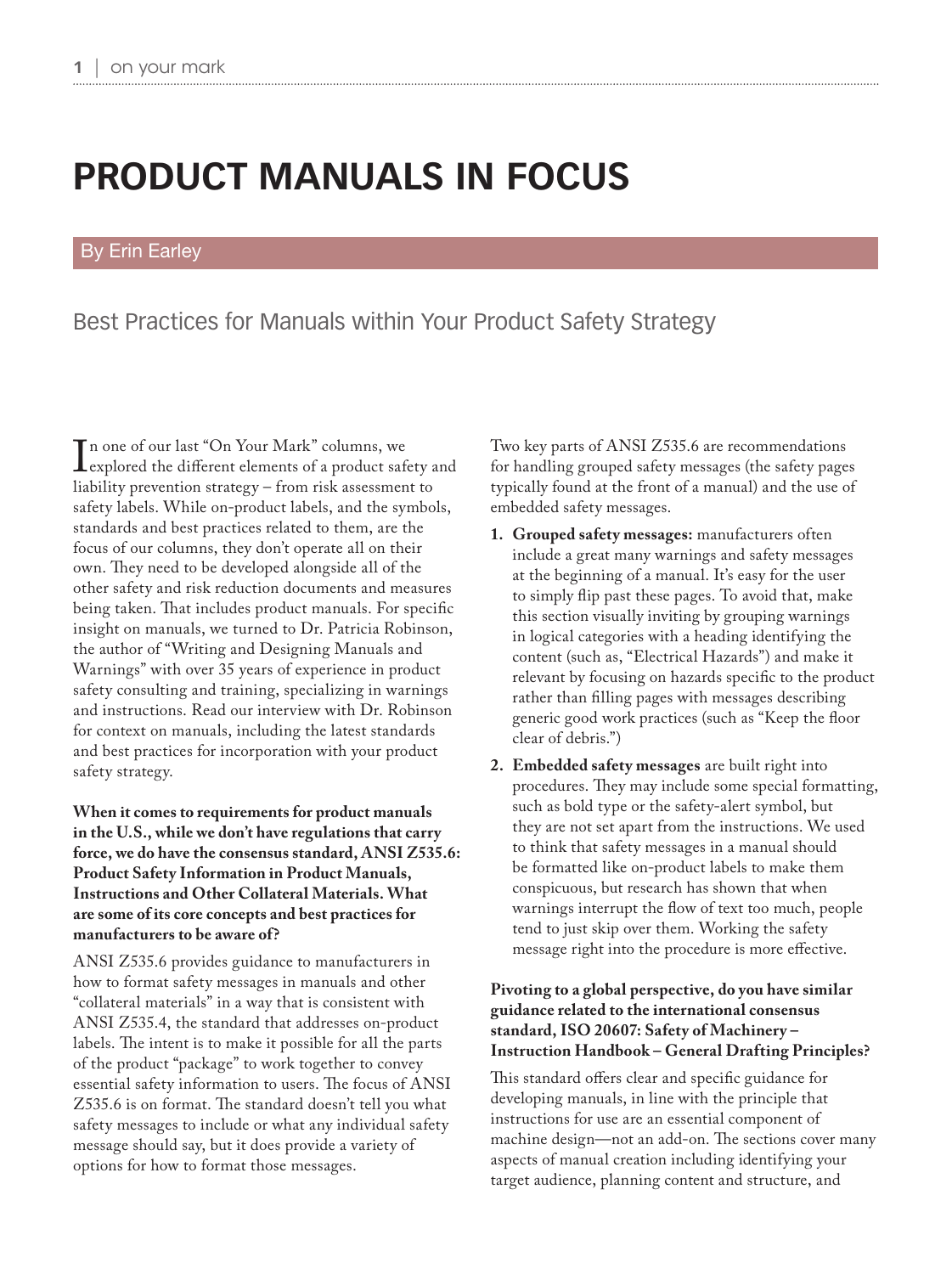# PRODUCT MANUALS IN FOCUS

By Erin Earley

## Best Practices for Manuals within Your Product Safety Strategy

In one of our last "On Your Mark" columns, we explored the different elements of a product safety and liability prevention strategy – from risk assessment to safety labels. While on-product labels, and the symbols, standards and best practices related to them, are the focus of our columns, they don't operate all on their own. They need to be developed alongside all of the other safety and risk reduction documents and measures being taken. That includes product manuals. For specific insight on manuals, we turned to Dr. Patricia Robinson, the author of "Writing and Designing Manuals and Warnings" with over 35 years of experience in product safety consulting and training, specializing in warnings and instructions. Read our interview with Dr. Robinson for context on manuals, including the latest standards and best practices for incorporation with your product safety strategy.

**When it comes to requirements for product manuals in the U.S., while we don't have regulations that carry force, we do have the consensus standard, ANSI Z535.6: Product Safety Information in Product Manuals, Instructions and Other Collateral Materials. What are some of its core concepts and best practices for manufacturers to be aware of?**

ANSI Z535.6 provides guidance to manufacturers in how to format safety messages in manuals and other "collateral materials" in a way that is consistent with ANSI Z535.4, the standard that addresses on-product labels. The intent is to make it possible for all the parts of the product "package" to work together to convey essential safety information to users. The focus of ANSI Z535.6 is on format. The standard doesn't tell you what safety messages to include or what any individual safety message should say, but it does provide a variety of options for how to format those messages.

Two key parts of ANSI Z535.6 are recommendations for handling grouped safety messages (the safety pages typically found at the front of a manual) and the use of embedded safety messages.

1. **Grouped safety messages:** manufacturers often include a great many warnings and safety messages at the beginning of a manual. It's easy for the user to simply flip past these pages. To avoid that, make this section visually inviting by grouping warnings in logical categories with a heading identifying the content (such as, "Electrical Hazards") and make it relevant by focusing on hazards specific to the product rather than filling pages with messages describing generic good work practices (such as "Keep the floor clear of debris.")
2. **Embedded safety messages** are built right into procedures. They may include some special formatting, such as bold type or the safety-alert symbol, but they are not set apart from the instructions. We used to think that safety messages in a manual should be formatted like on-product labels to make them conspicuous, but research has shown that when warnings interrupt the flow of text too much, people tend to just skip over them. Working the safety message right into the procedure is more effective.

**Pivoting to a global perspective, do you have similar guidance related to the international consensus standard, ISO 20607: Safety of Machinery – Instruction Handbook – General Drafting Principles?**

This standard offers clear and specific guidance for developing manuals, in line with the principle that instructions for use are an essential component of machine design—not an add-on. The sections cover many aspects of manual creation including identifying your target audience, planning content and structure, and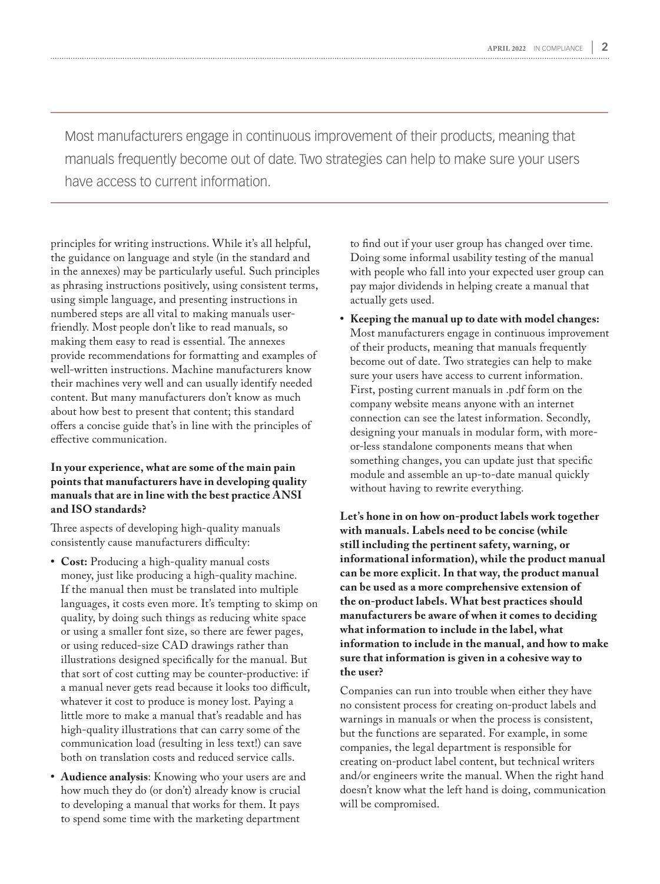> Most manufacturers engage in continuous improvement of their products, meaning that manuals frequently become out of date. Two strategies can help to make sure your users have access to current information.

principles for writing instructions. While it's all helpful, the guidance on language and style (in the standard and in the annexes) may be particularly useful. Such principles as phrasing instructions positively, using consistent terms, using simple language, and presenting instructions in numbered steps are all vital to making manuals user-friendly. Most people don't like to read manuals, so making them easy to read is essential. The annexes provide recommendations for formatting and examples of well-written instructions. Machine manufacturers know their machines very well and can usually identify needed content. But many manufacturers don't know as much about how best to present that content; this standard offers a concise guide that's in line with the principles of effective communication.

**In your experience, what are some of the main pain points that manufacturers have in developing quality manuals that are in line with the best practice ANSI and ISO standards?**

Three aspects of developing high-quality manuals consistently cause manufacturers difficulty:

- **Cost:** Producing a high-quality manual costs money, just like producing a high-quality machine. If the manual then must be translated into multiple languages, it costs even more. It's tempting to skimp on quality, by doing such things as reducing white space or using a smaller font size, so there are fewer pages, or using reduced-size CAD drawings rather than illustrations designed specifically for the manual. But that sort of cost cutting may be counter-productive: if a manual never gets read because it looks too difficult, whatever it cost to produce is money lost. Paying a little more to make a manual that's readable and has high-quality illustrations that can carry some of the communication load (resulting in less text!) can save both on translation costs and reduced service calls.
- **Audience analysis**: Knowing who your users are and how much they do (or don't) already know is crucial to developing a manual that works for them. It pays to spend some time with the marketing department to find out if your user group has changed over time. Doing some informal usability testing of the manual with people who fall into your expected user group can pay major dividends in helping create a manual that actually gets used.
- **Keeping the manual up to date with model changes:** Most manufacturers engage in continuous improvement of their products, meaning that manuals frequently become out of date. Two strategies can help to make sure your users have access to current information. First, posting current manuals in .pdf form on the company website means anyone with an internet connection can see the latest information. Secondly, designing your manuals in modular form, with more-or-less standalone components means that when something changes, you can update just that specific module and assemble an up-to-date manual quickly without having to rewrite everything.

**Let's hone in on how on-product labels work together with manuals. Labels need to be concise (while still including the pertinent safety, warning, or informational information), while the product manual can be more explicit. In that way, the product manual can be used as a more comprehensive extension of the on-product labels. What best practices should manufacturers be aware of when it comes to deciding what information to include in the label, what information to include in the manual, and how to make sure that information is given in a cohesive way to the user?**

Companies can run into trouble when either they have no consistent process for creating on-product labels and warnings in manuals or when the process is consistent, but the functions are separated. For example, in some companies, the legal department is responsible for creating on-product label content, but technical writers and/or engineers write the manual. When the right hand doesn't know what the left hand is doing, communication will be compromised.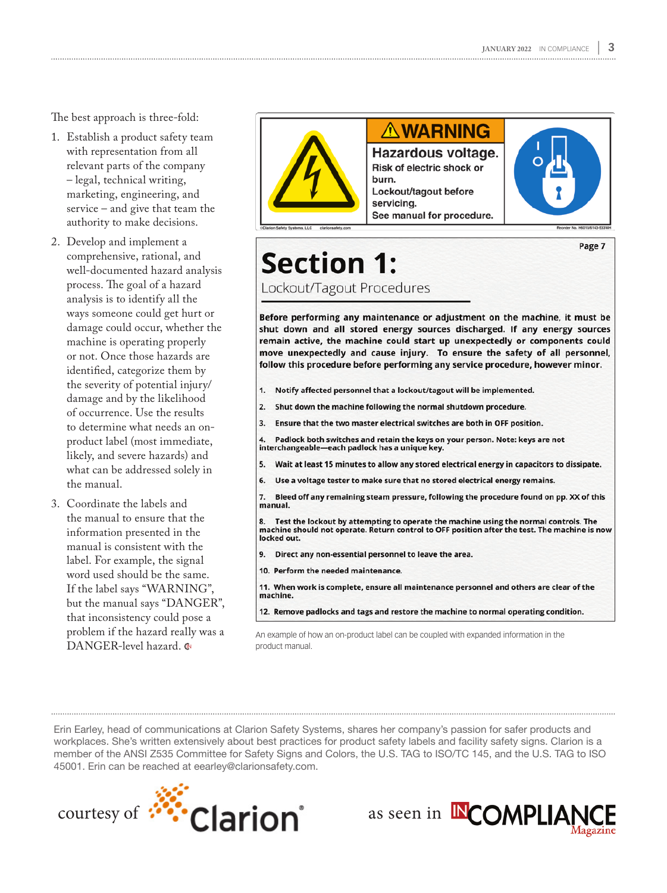The best approach is three-fold:

1. Establish a product safety team with representation from all relevant parts of the company – legal, technical writing, marketing, engineering, and service – and give that team the authority to make decisions.
2. Develop and implement a comprehensive, rational, and well-documented hazard analysis process. The goal of a hazard analysis is to identify all the ways someone could get hurt or damage could occur, whether the machine is operating properly or not. Once those hazards are identified, categorize them by the severity of potential injury/damage and by the likelihood of occurrence. Use the results to determine what needs an on-product label (most immediate, likely, and severe hazards) and what can be addressed solely in the manual.
3. Coordinate the labels and the manual to ensure that the information presented in the manual is consistent with the label. For example, the signal word used should be the same. If the label says "WARNING", but the manual says "DANGER", that inconsistency could pose a problem if the hazard really was a DANGER-level hazard.

⚠WARNING

Hazardous voltage.
Risk of electric shock or burn.
Lockout/tagout before servicing.
See manual for procedure.

©Clarion Safety Systems, LLC clarionsafety.com

Reorder No. H6011/6143-533WH

Page 7

# Section 1:

## Lockout/Tagout Procedures

**Before performing any maintenance or adjustment on the machine, it must be shut down and all stored energy sources discharged. If any energy sources remain active, the machine could start up unexpectedly or components could move unexpectedly and cause injury. To ensure the safety of all personnel, follow this procedure before performing any service procedure, however minor.**

1. **Notify affected personnel that a lockout/tagout will be implemented.**
2. **Shut down the machine following the normal shutdown procedure.**
3. **Ensure that the two master electrical switches are both in OFF position.**
4. **Padlock both switches and retain the keys on your person. Note: keys are not interchangeable—each padlock has a unique key.**
5. **Wait at least 15 minutes to allow any stored electrical energy in capacitors to dissipate.**
6. **Use a voltage tester to make sure that no stored electrical energy remains.**
7. **Bleed off any remaining steam pressure, following the procedure found on pp. XX of this manual.**
8. **Test the lockout by attempting to operate the machine using the normal controls. The machine should not operate. Return control to OFF position after the test. The machine is now locked out.**
9. **Direct any non-essential personnel to leave the area.**
10. **Perform the needed maintenance.**
11. **When work is complete, ensure all maintenance personnel and others are clear of the machine.**
12. **Remove padlocks and tags and restore the machine to normal operating condition.**

An example of how an on-product label can be coupled with expanded information in the product manual.

---

Erin Earley, head of communications at Clarion Safety Systems, shares her company's passion for safer products and workplaces. She's written extensively about best practices for product safety labels and facility safety signs. Clarion is a member of the ANSI Z535 Committee for Safety Signs and Colors, the U.S. TAG to ISO/TC 145, and the U.S. TAG to ISO 45001. Erin can be reached at eearley@clarionsafety.com.

courtesy of Clarion®

as seen in IN COMPLIANCE Magazine